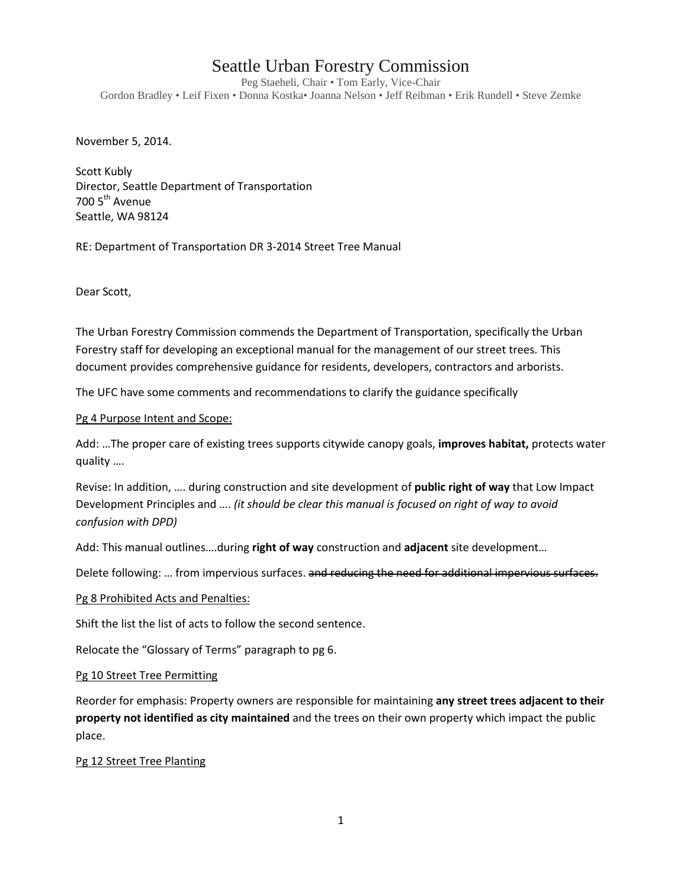# Seattle Urban Forestry Commission

Peg Staeheli, Chair • Tom Early, Vice-Chair
Gordon Bradley • Leif Fixen • Donna Kostka• Joanna Nelson • Jeff Reibman • Erik Rundell • Steve Zemke

November 5, 2014.

Scott Kubly
Director, Seattle Department of Transportation
700 5th Avenue
Seattle, WA 98124

RE: Department of Transportation DR 3-2014 Street Tree Manual

Dear Scott,

The Urban Forestry Commission commends the Department of Transportation, specifically the Urban Forestry staff for developing an exceptional manual for the management of our street trees. This document provides comprehensive guidance for residents, developers, contractors and arborists.

The UFC have some comments and recommendations to clarify the guidance specifically

<u>Pg 4 Purpose Intent and Scope:</u>

Add: …The proper care of existing trees supports citywide canopy goals, **improves habitat,** protects water quality ….

Revise: In addition, …. during construction and site development of **public right of way** that Low Impact Development Principles and …. *(it should be clear this manual is focused on right of way to avoid confusion with DPD)*

Add: This manual outlines….during **right of way** construction and **adjacent** site development…

Delete following: … from impervious surfaces. ~~and reducing the need for additional impervious surfaces.~~

<u>Pg 8 Prohibited Acts and Penalties:</u>

Shift the list the list of acts to follow the second sentence.

Relocate the "Glossary of Terms" paragraph to pg 6.

<u>Pg 10 Street Tree Permitting</u>

Reorder for emphasis: Property owners are responsible for maintaining **any street trees adjacent to their property not identified as city maintained** and the trees on their own property which impact the public place.

<u>Pg 12 Street Tree Planting</u>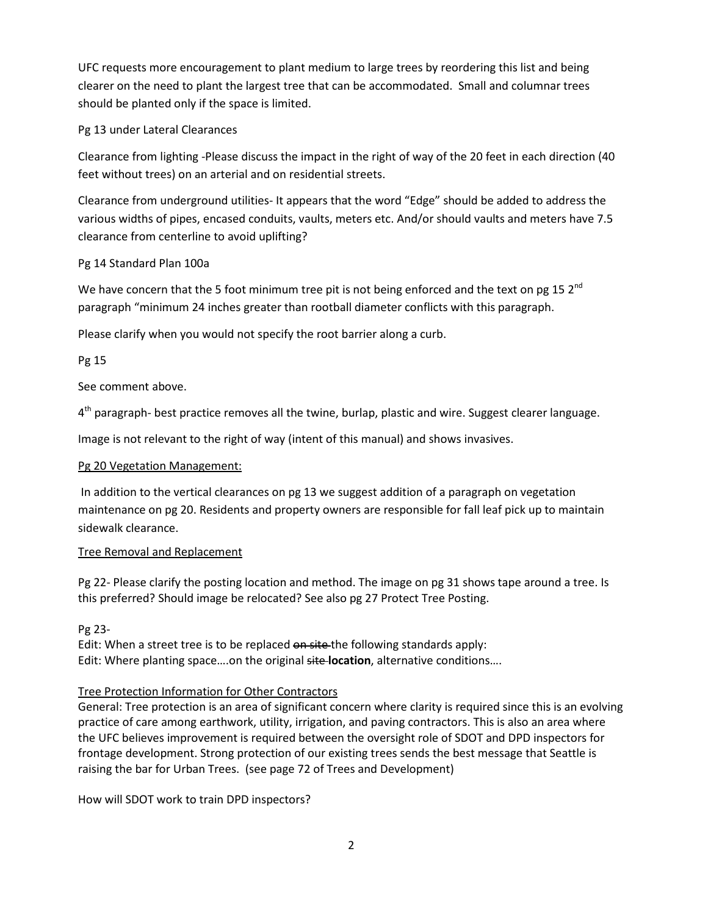UFC requests more encouragement to plant medium to large trees by reordering this list and being clearer on the need to plant the largest tree that can be accommodated. Small and columnar trees should be planted only if the space is limited.

Pg 13 under Lateral Clearances

Clearance from lighting -Please discuss the impact in the right of way of the 20 feet in each direction (40 feet without trees) on an arterial and on residential streets.

Clearance from underground utilities- It appears that the word "Edge" should be added to address the various widths of pipes, encased conduits, vaults, meters etc. And/or should vaults and meters have 7.5 clearance from centerline to avoid uplifting?

Pg 14 Standard Plan 100a

We have concern that the 5 foot minimum tree pit is not being enforced and the text on pg 15 2nd paragraph "minimum 24 inches greater than rootball diameter conflicts with this paragraph.

Please clarify when you would not specify the root barrier along a curb.

Pg 15

See comment above.

4th paragraph- best practice removes all the twine, burlap, plastic and wire. Suggest clearer language.

Image is not relevant to the right of way (intent of this manual) and shows invasives.

<u>Pg 20 Vegetation Management:</u>

In addition to the vertical clearances on pg 13 we suggest addition of a paragraph on vegetation maintenance on pg 20. Residents and property owners are responsible for fall leaf pick up to maintain sidewalk clearance.

<u>Tree Removal and Replacement</u>

Pg 22- Please clarify the posting location and method. The image on pg 31 shows tape around a tree. Is this preferred? Should image be relocated? See also pg 27 Protect Tree Posting.

Pg 23-
Edit: When a street tree is to be replaced ~~on site~~ the following standards apply:
Edit: Where planting space….on the original ~~site~~ **location**, alternative conditions….

<u>Tree Protection Information for Other Contractors</u>
General: Tree protection is an area of significant concern where clarity is required since this is an evolving practice of care among earthwork, utility, irrigation, and paving contractors. This is also an area where the UFC believes improvement is required between the oversight role of SDOT and DPD inspectors for frontage development. Strong protection of our existing trees sends the best message that Seattle is raising the bar for Urban Trees. (see page 72 of Trees and Development)

How will SDOT work to train DPD inspectors?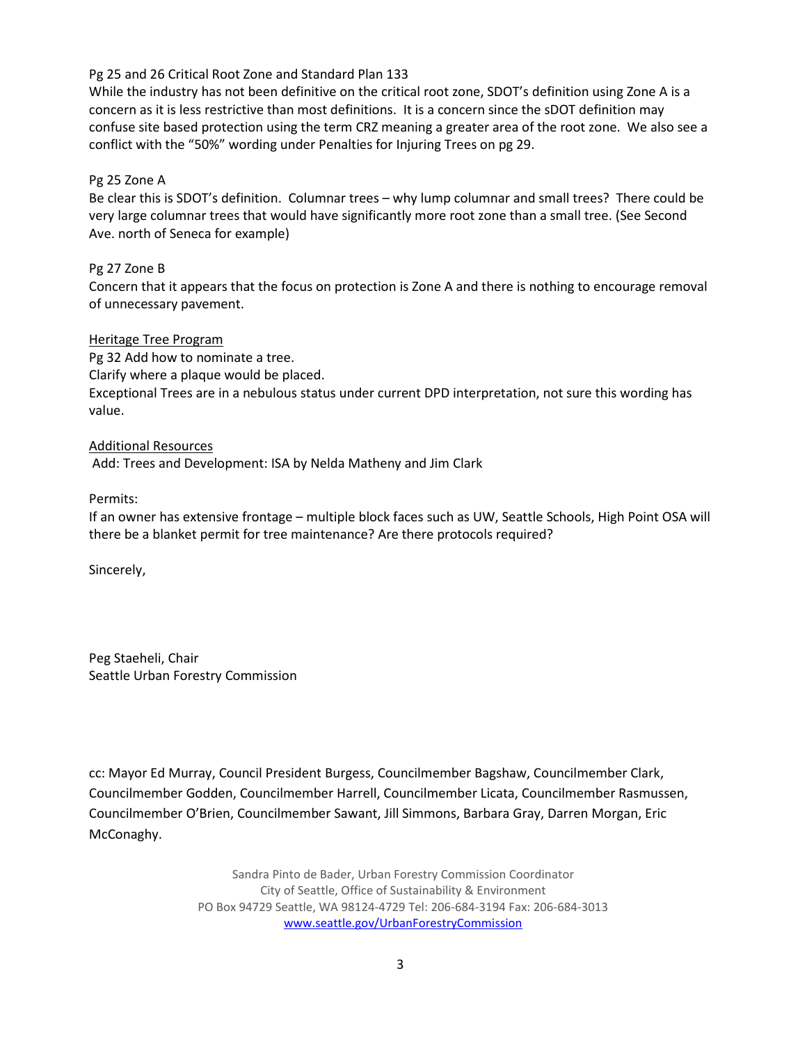Pg 25 and 26 Critical Root Zone and Standard Plan 133
While the industry has not been definitive on the critical root zone, SDOT's definition using Zone A is a concern as it is less restrictive than most definitions. It is a concern since the sDOT definition may confuse site based protection using the term CRZ meaning a greater area of the root zone. We also see a conflict with the "50%" wording under Penalties for Injuring Trees on pg 29.

Pg 25 Zone A
Be clear this is SDOT's definition. Columnar trees – why lump columnar and small trees? There could be very large columnar trees that would have significantly more root zone than a small tree. (See Second Ave. north of Seneca for example)

Pg 27 Zone B
Concern that it appears that the focus on protection is Zone A and there is nothing to encourage removal of unnecessary pavement.

<u>Heritage Tree Program</u>
Pg 32 Add how to nominate a tree.
Clarify where a plaque would be placed.
Exceptional Trees are in a nebulous status under current DPD interpretation, not sure this wording has value.

<u>Additional Resources</u>
Add: Trees and Development: ISA by Nelda Matheny and Jim Clark

Permits:
If an owner has extensive frontage – multiple block faces such as UW, Seattle Schools, High Point OSA will there be a blanket permit for tree maintenance? Are there protocols required?

Sincerely,

Peg Staeheli, Chair
Seattle Urban Forestry Commission

cc: Mayor Ed Murray, Council President Burgess, Councilmember Bagshaw, Councilmember Clark, Councilmember Godden, Councilmember Harrell, Councilmember Licata, Councilmember Rasmussen, Councilmember O'Brien, Councilmember Sawant, Jill Simmons, Barbara Gray, Darren Morgan, Eric McConaghy.

Sandra Pinto de Bader, Urban Forestry Commission Coordinator
City of Seattle, Office of Sustainability & Environment
PO Box 94729 Seattle, WA 98124-4729 Tel: 206-684-3194 Fax: 206-684-3013
www.seattle.gov/UrbanForestryCommission